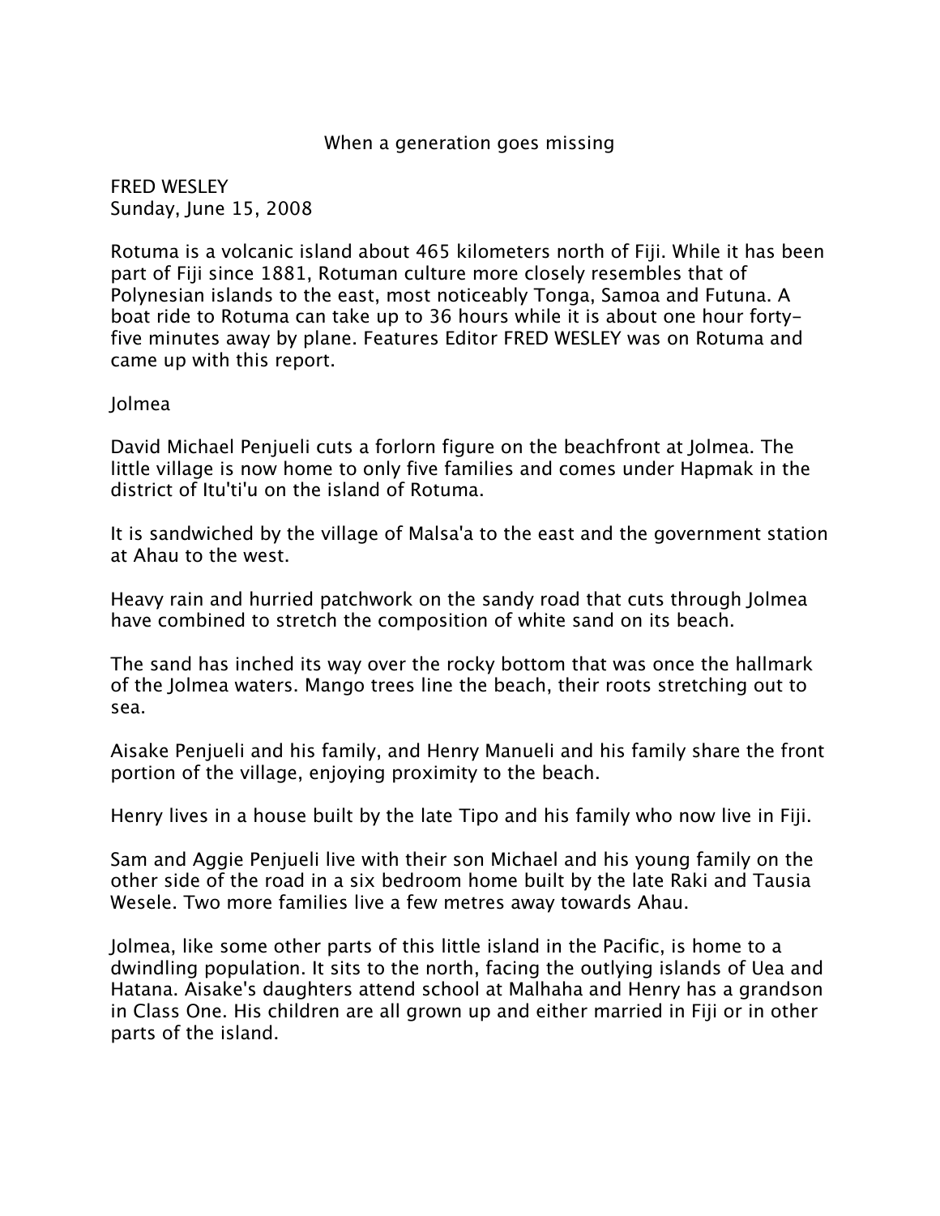# When a generation goes missing

FRED WESLEY
Sunday, June 15, 2008

Rotuma is a volcanic island about 465 kilometers north of Fiji. While it has been part of Fiji since 1881, Rotuman culture more closely resembles that of Polynesian islands to the east, most noticeably Tonga, Samoa and Futuna. A boat ride to Rotuma can take up to 36 hours while it is about one hour forty-five minutes away by plane. Features Editor FRED WESLEY was on Rotuma and came up with this report.

Jolmea

David Michael Penjueli cuts a forlorn figure on the beachfront at Jolmea. The little village is now home to only five families and comes under Hapmak in the district of Itu'ti'u on the island of Rotuma.

It is sandwiched by the village of Malsa'a to the east and the government station at Ahau to the west.

Heavy rain and hurried patchwork on the sandy road that cuts through Jolmea have combined to stretch the composition of white sand on its beach.

The sand has inched its way over the rocky bottom that was once the hallmark of the Jolmea waters. Mango trees line the beach, their roots stretching out to sea.

Aisake Penjueli and his family, and Henry Manueli and his family share the front portion of the village, enjoying proximity to the beach.

Henry lives in a house built by the late Tipo and his family who now live in Fiji.

Sam and Aggie Penjueli live with their son Michael and his young family on the other side of the road in a six bedroom home built by the late Raki and Tausia Wesele. Two more families live a few metres away towards Ahau.

Jolmea, like some other parts of this little island in the Pacific, is home to a dwindling population. It sits to the north, facing the outlying islands of Uea and Hatana. Aisake's daughters attend school at Malhaha and Henry has a grandson in Class One. His children are all grown up and either married in Fiji or in other parts of the island.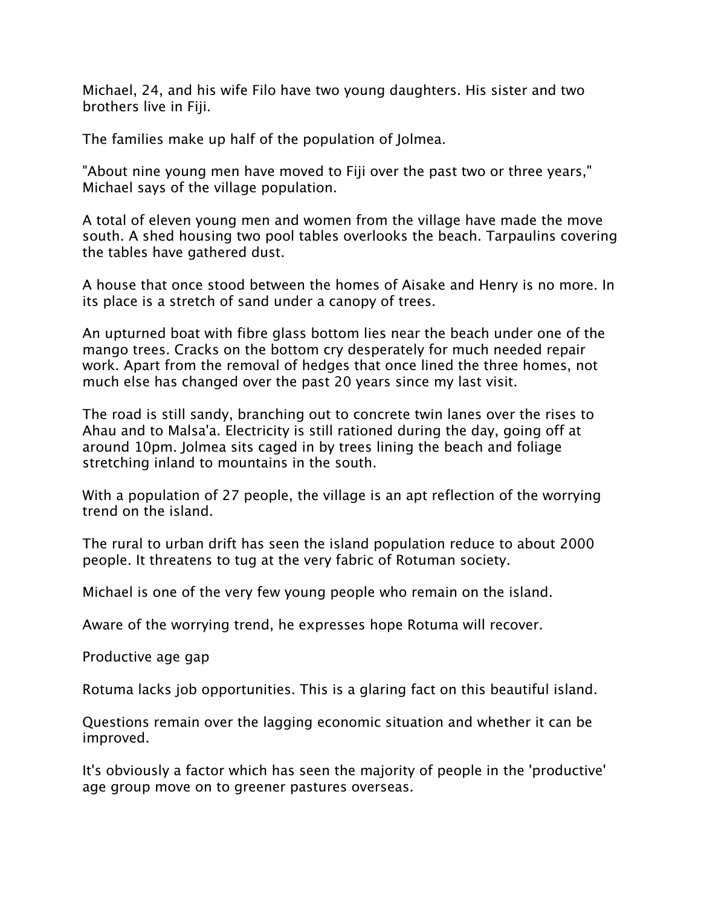Michael, 24, and his wife Filo have two young daughters. His sister and two brothers live in Fiji.

The families make up half of the population of Jolmea.

"About nine young men have moved to Fiji over the past two or three years," Michael says of the village population.

A total of eleven young men and women from the village have made the move south. A shed housing two pool tables overlooks the beach. Tarpaulins covering the tables have gathered dust.

A house that once stood between the homes of Aisake and Henry is no more. In its place is a stretch of sand under a canopy of trees.

An upturned boat with fibre glass bottom lies near the beach under one of the mango trees. Cracks on the bottom cry desperately for much needed repair work. Apart from the removal of hedges that once lined the three homes, not much else has changed over the past 20 years since my last visit.

The road is still sandy, branching out to concrete twin lanes over the rises to Ahau and to Malsa'a. Electricity is still rationed during the day, going off at around 10pm. Jolmea sits caged in by trees lining the beach and foliage stretching inland to mountains in the south.

With a population of 27 people, the village is an apt reflection of the worrying trend on the island.

The rural to urban drift has seen the island population reduce to about 2000 people. It threatens to tug at the very fabric of Rotuman society.

Michael is one of the very few young people who remain on the island.

Aware of the worrying trend, he expresses hope Rotuma will recover.

## Productive age gap

Rotuma lacks job opportunities. This is a glaring fact on this beautiful island.

Questions remain over the lagging economic situation and whether it can be improved.

It's obviously a factor which has seen the majority of people in the 'productive' age group move on to greener pastures overseas.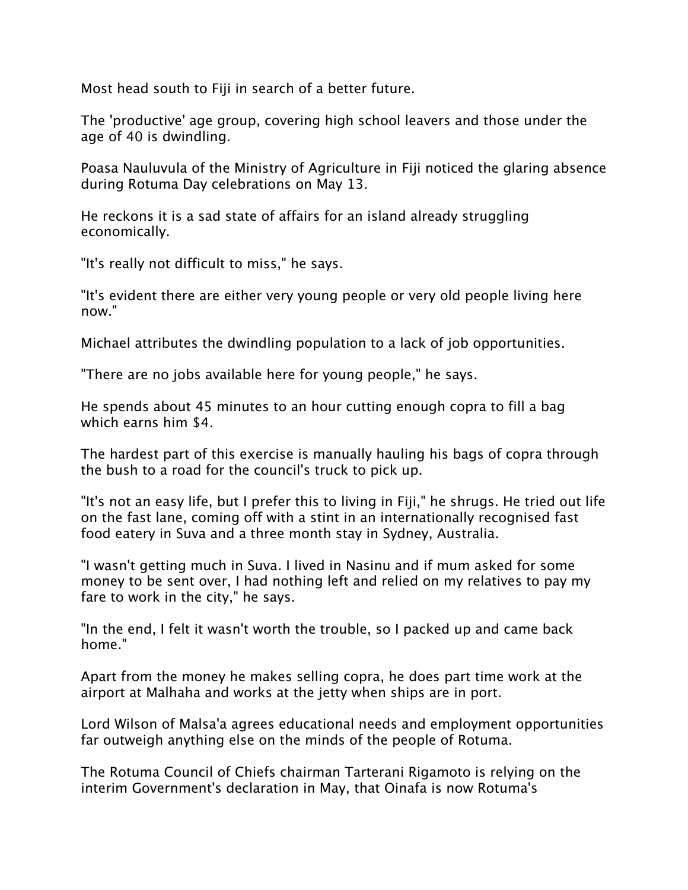Most head south to Fiji in search of a better future.

The 'productive' age group, covering high school leavers and those under the age of 40 is dwindling.

Poasa Nauluvula of the Ministry of Agriculture in Fiji noticed the glaring absence during Rotuma Day celebrations on May 13.

He reckons it is a sad state of affairs for an island already struggling economically.

"It's really not difficult to miss," he says.

"It's evident there are either very young people or very old people living here now."

Michael attributes the dwindling population to a lack of job opportunities.

"There are no jobs available here for young people," he says.

He spends about 45 minutes to an hour cutting enough copra to fill a bag which earns him $4.

The hardest part of this exercise is manually hauling his bags of copra through the bush to a road for the council's truck to pick up.

"It's not an easy life, but I prefer this to living in Fiji," he shrugs. He tried out life on the fast lane, coming off with a stint in an internationally recognised fast food eatery in Suva and a three month stay in Sydney, Australia.

"I wasn't getting much in Suva. I lived in Nasinu and if mum asked for some money to be sent over, I had nothing left and relied on my relatives to pay my fare to work in the city," he says.

"In the end, I felt it wasn't worth the trouble, so I packed up and came back home."

Apart from the money he makes selling copra, he does part time work at the airport at Malhaha and works at the jetty when ships are in port.

Lord Wilson of Malsa'a agrees educational needs and employment opportunities far outweigh anything else on the minds of the people of Rotuma.

The Rotuma Council of Chiefs chairman Tarterani Rigamoto is relying on the interim Government's declaration in May, that Oinafa is now Rotuma's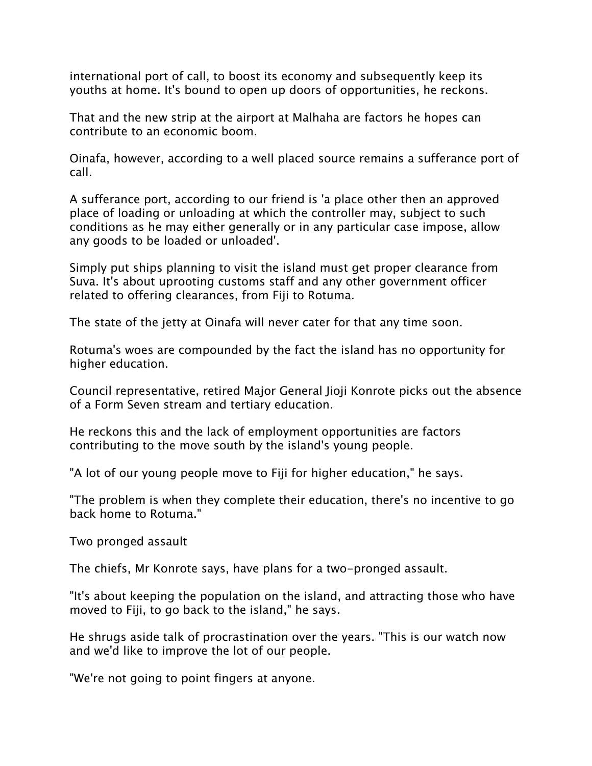international port of call, to boost its economy and subsequently keep its youths at home. It's bound to open up doors of opportunities, he reckons.

That and the new strip at the airport at Malhaha are factors he hopes can contribute to an economic boom.

Oinafa, however, according to a well placed source remains a sufferance port of call.

A sufferance port, according to our friend is 'a place other then an approved place of loading or unloading at which the controller may, subject to such conditions as he may either generally or in any particular case impose, allow any goods to be loaded or unloaded'.

Simply put ships planning to visit the island must get proper clearance from Suva. It's about uprooting customs staff and any other government officer related to offering clearances, from Fiji to Rotuma.

The state of the jetty at Oinafa will never cater for that any time soon.

Rotuma's woes are compounded by the fact the island has no opportunity for higher education.

Council representative, retired Major General Jioji Konrote picks out the absence of a Form Seven stream and tertiary education.

He reckons this and the lack of employment opportunities are factors contributing to the move south by the island's young people.

"A lot of our young people move to Fiji for higher education," he says.

"The problem is when they complete their education, there's no incentive to go back home to Rotuma."

## Two pronged assault

The chiefs, Mr Konrote says, have plans for a two-pronged assault.

"It's about keeping the population on the island, and attracting those who have moved to Fiji, to go back to the island," he says.

He shrugs aside talk of procrastination over the years. "This is our watch now and we'd like to improve the lot of our people.

"We're not going to point fingers at anyone.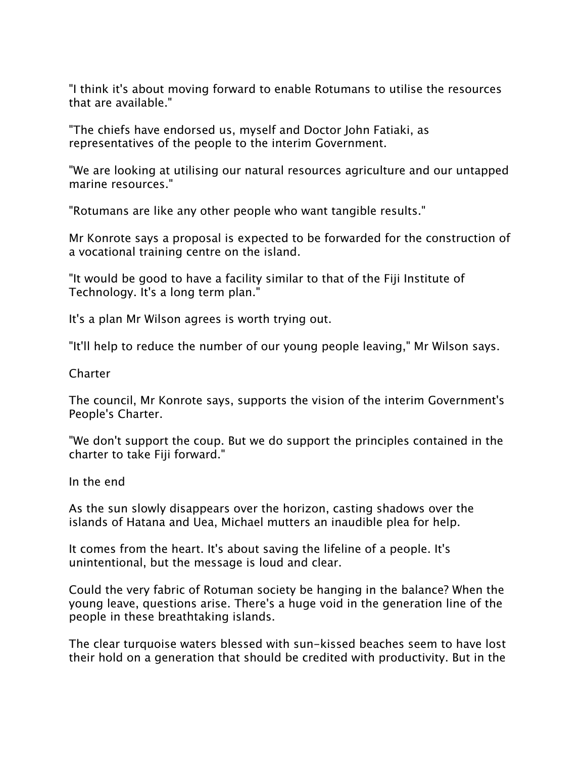"I think it's about moving forward to enable Rotumans to utilise the resources that are available."

"The chiefs have endorsed us, myself and Doctor John Fatiaki, as representatives of the people to the interim Government.

"We are looking at utilising our natural resources agriculture and our untapped marine resources."

"Rotumans are like any other people who want tangible results."

Mr Konrote says a proposal is expected to be forwarded for the construction of a vocational training centre on the island.

"It would be good to have a facility similar to that of the Fiji Institute of Technology. It's a long term plan."

It's a plan Mr Wilson agrees is worth trying out.

"It'll help to reduce the number of our young people leaving," Mr Wilson says.

## Charter

The council, Mr Konrote says, supports the vision of the interim Government's People's Charter.

"We don't support the coup. But we do support the principles contained in the charter to take Fiji forward."

## In the end

As the sun slowly disappears over the horizon, casting shadows over the islands of Hatana and Uea, Michael mutters an inaudible plea for help.

It comes from the heart. It's about saving the lifeline of a people. It's unintentional, but the message is loud and clear.

Could the very fabric of Rotuman society be hanging in the balance? When the young leave, questions arise. There's a huge void in the generation line of the people in these breathtaking islands.

The clear turquoise waters blessed with sun-kissed beaches seem to have lost their hold on a generation that should be credited with productivity. But in the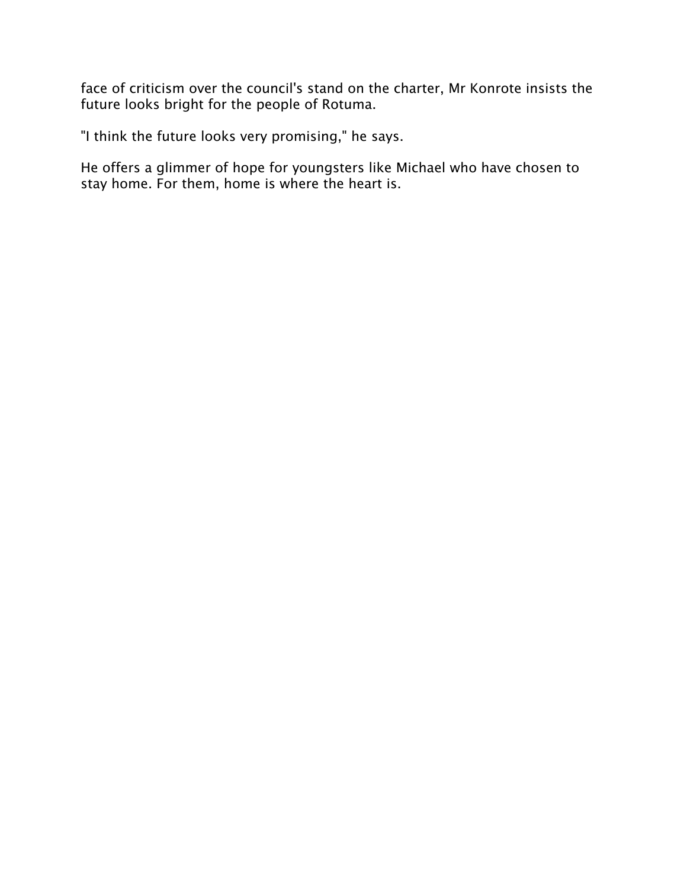face of criticism over the council's stand on the charter, Mr Konrote insists the future looks bright for the people of Rotuma.

"I think the future looks very promising," he says.

He offers a glimmer of hope for youngsters like Michael who have chosen to stay home. For them, home is where the heart is.